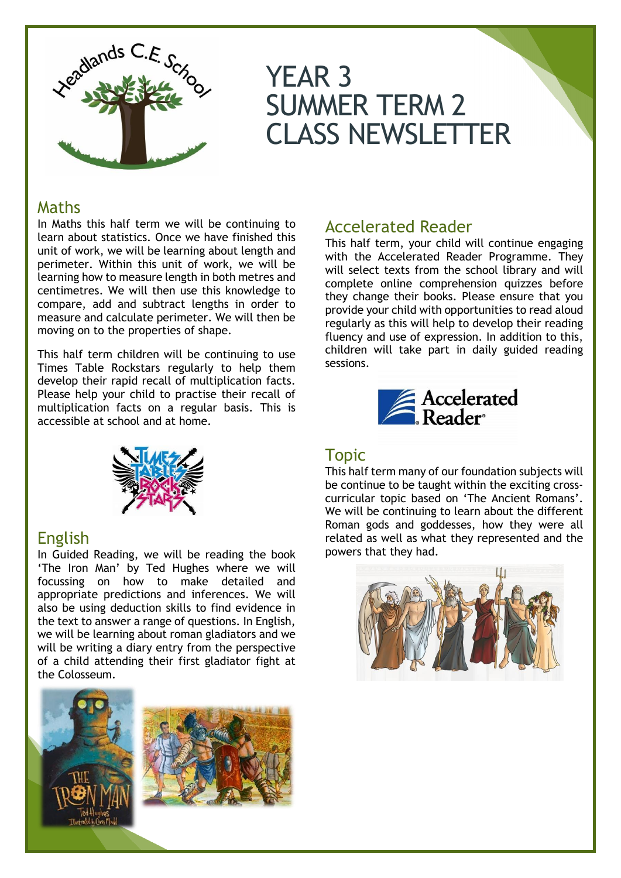# YEAR 3 SUMMER TERM 2 CLASS NEWSLETTER

## Maths

In Maths this half term we will be continuing to learn about statistics. Once we have finished this unit of work, we will be learning about length and perimeter. Within this unit of work, we will be learning how to measure length in both metres and centimetres. We will then use this knowledge to compare, add and subtract lengths in order to measure and calculate perimeter. We will then be moving on to the properties of shape.

This half term children will be continuing to use Times Table Rockstars regularly to help them develop their rapid recall of multiplication facts. Please help your child to practise their recall of multiplication facts on a regular basis. This is accessible at school and at home.

## English

In Guided Reading, we will be reading the book 'The Iron Man' by Ted Hughes where we will focussing on how to make detailed and appropriate predictions and inferences. We will also be using deduction skills to find evidence in the text to answer a range of questions. In English, we will be learning about roman gladiators and we will be writing a diary entry from the perspective of a child attending their first gladiator fight at the Colosseum.

## Accelerated Reader

This half term, your child will continue engaging with the Accelerated Reader Programme. They will select texts from the school library and will complete online comprehension quizzes before they change their books. Please ensure that you provide your child with opportunities to read aloud regularly as this will help to develop their reading fluency and use of expression. In addition to this, children will take part in daily guided reading sessions.

## Topic

This half term many of our foundation subjects will be continue to be taught within the exciting cross-curricular topic based on 'The Ancient Romans'. We will be continuing to learn about the different Roman gods and goddesses, how they were all related as well as what they represented and the powers that they had.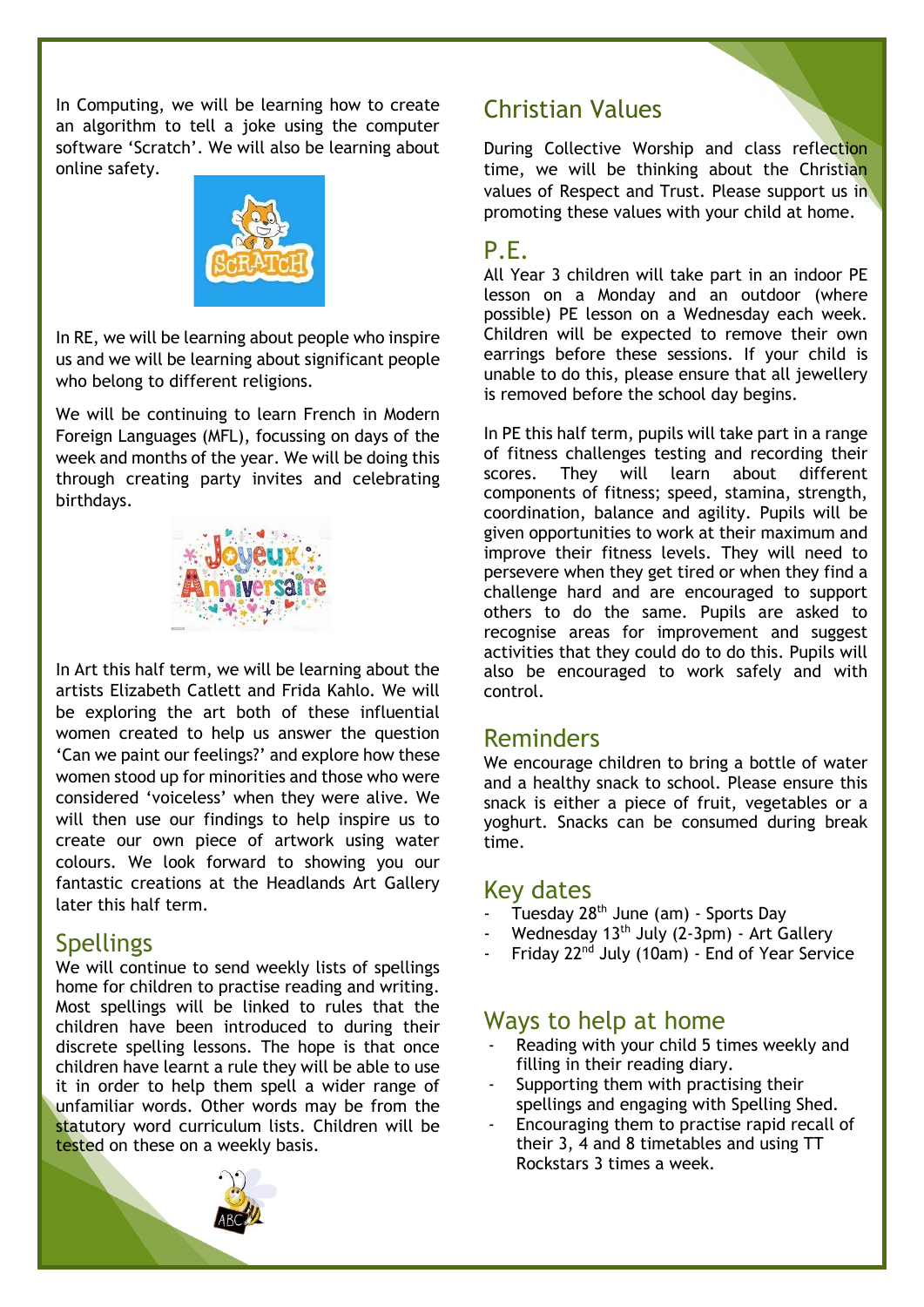In Computing, we will be learning how to create an algorithm to tell a joke using the computer software 'Scratch'. We will also be learning about online safety.

In RE, we will be learning about people who inspire us and we will be learning about significant people who belong to different religions.

We will be continuing to learn French in Modern Foreign Languages (MFL), focussing on days of the week and months of the year. We will be doing this through creating party invites and celebrating birthdays.

In Art this half term, we will be learning about the artists Elizabeth Catlett and Frida Kahlo. We will be exploring the art both of these influential women created to help us answer the question 'Can we paint our feelings?' and explore how these women stood up for minorities and those who were considered 'voiceless' when they were alive. We will then use our findings to help inspire us to create our own piece of artwork using water colours. We look forward to showing you our fantastic creations at the Headlands Art Gallery later this half term.

## Spellings

We will continue to send weekly lists of spellings home for children to practise reading and writing. Most spellings will be linked to rules that the children have been introduced to during their discrete spelling lessons. The hope is that once children have learnt a rule they will be able to use it in order to help them spell a wider range of unfamiliar words. Other words may be from the statutory word curriculum lists. Children will be tested on these on a weekly basis.

## Christian Values

During Collective Worship and class reflection time, we will be thinking about the Christian values of Respect and Trust. Please support us in promoting these values with your child at home.

## P.E.

All Year 3 children will take part in an indoor PE lesson on a Monday and an outdoor (where possible) PE lesson on a Wednesday each week. Children will be expected to remove their own earrings before these sessions. If your child is unable to do this, please ensure that all jewellery is removed before the school day begins.

In PE this half term, pupils will take part in a range of fitness challenges testing and recording their scores. They will learn about different components of fitness; speed, stamina, strength, coordination, balance and agility. Pupils will be given opportunities to work at their maximum and improve their fitness levels. They will need to persevere when they get tired or when they find a challenge hard and are encouraged to support others to do the same. Pupils are asked to recognise areas for improvement and suggest activities that they could do to do this. Pupils will also be encouraged to work safely and with control.

## Reminders

We encourage children to bring a bottle of water and a healthy snack to school. Please ensure this snack is either a piece of fruit, vegetables or a yoghurt. Snacks can be consumed during break time.

## Key dates

- Tuesday 28th June (am) - Sports Day
- Wednesday 13th July (2-3pm) - Art Gallery
- Friday 22nd July (10am) - End of Year Service

## Ways to help at home

- Reading with your child 5 times weekly and filling in their reading diary.
- Supporting them with practising their spellings and engaging with Spelling Shed.
- Encouraging them to practise rapid recall of their 3, 4 and 8 timetables and using TT Rockstars 3 times a week.